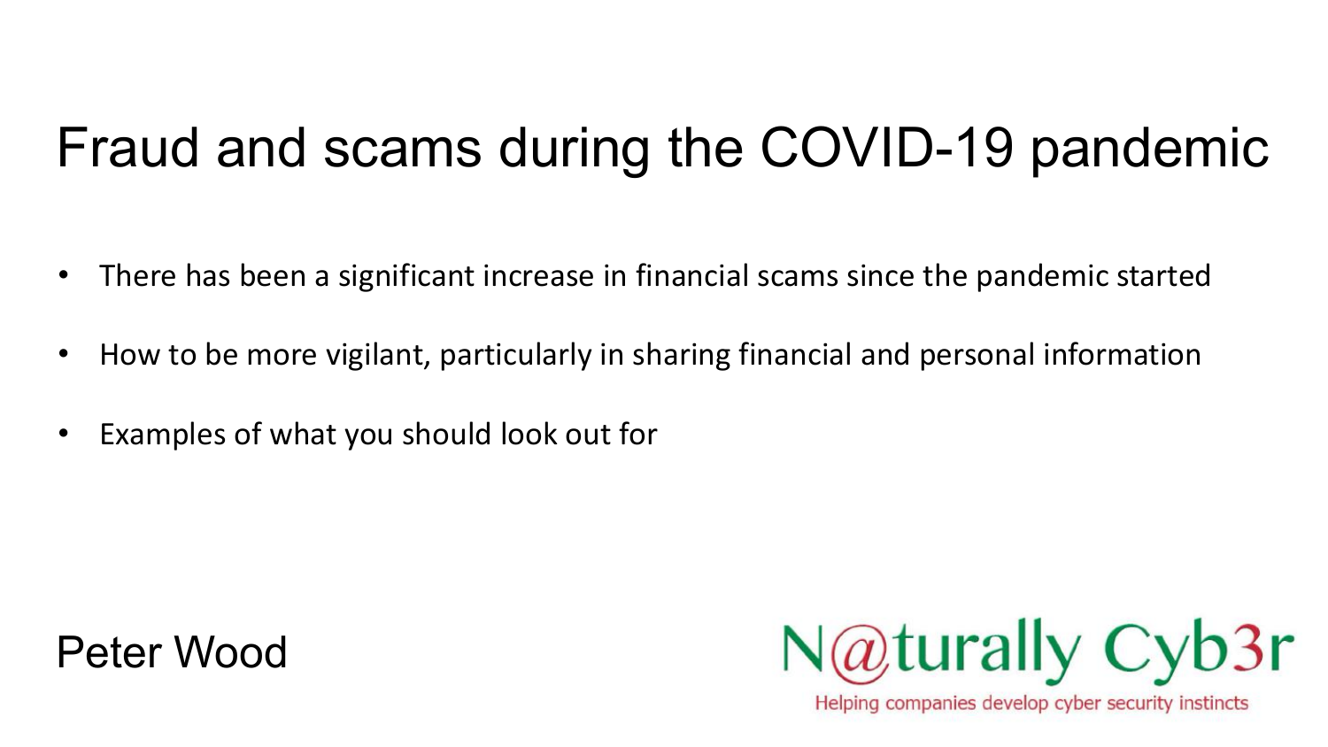# Fraud and scams during the COVID-19 pandemic

- There has been a significant increase in financial scams since the pandemic started
- How to be more vigilant, particularly in sharing financial and personal information
- Examples of what you should look out for

Peter Wood

N@turally Cyb3r

Helping companies develop cyber security instincts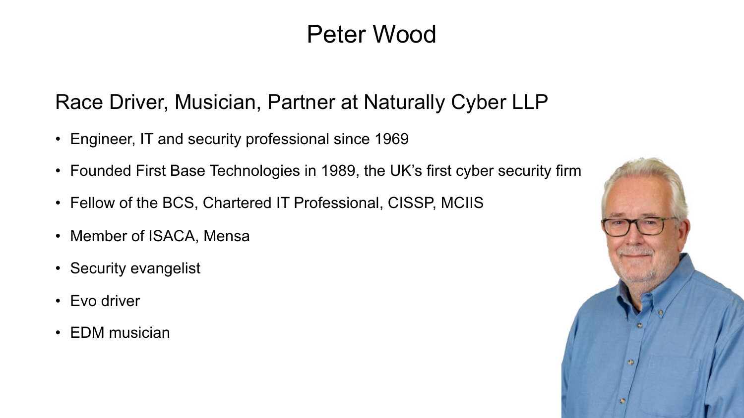# Peter Wood

## Race Driver, Musician, Partner at Naturally Cyber LLP

- Engineer, IT and security professional since 1969
- Founded First Base Technologies in 1989, the UK's first cyber security firm
- Fellow of the BCS, Chartered IT Professional, CISSP, MCIIS
- Member of ISACA, Mensa
- Security evangelist
- Evo driver
- EDM musician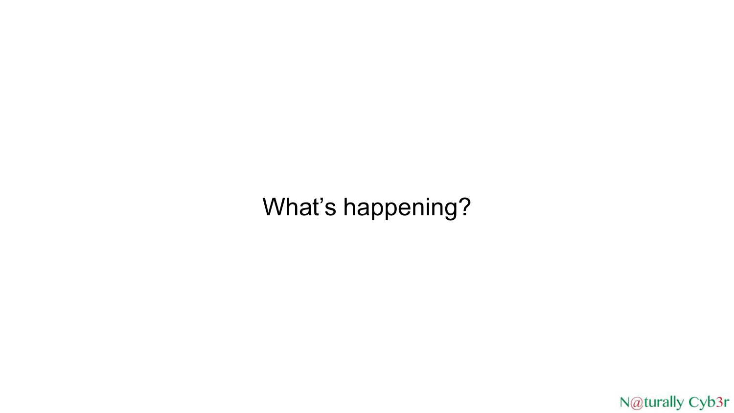What’s happening?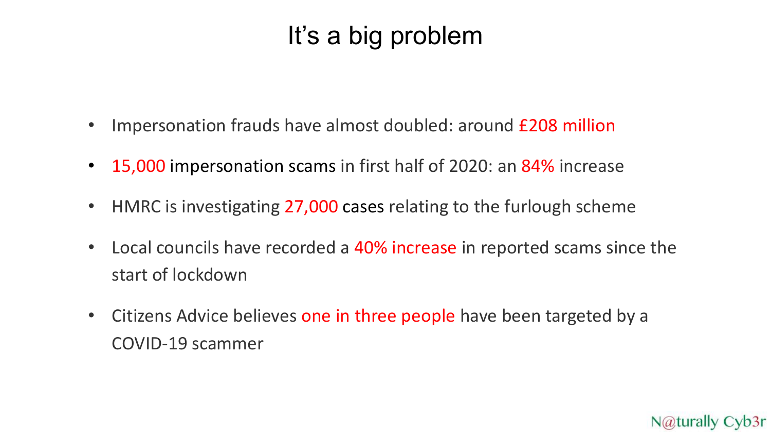# It's a big problem

- Impersonation frauds have almost doubled: around £208 million
- 15,000 impersonation scams in first half of 2020: an 84% increase
- HMRC is investigating 27,000 cases relating to the furlough scheme
- Local councils have recorded a 40% increase in reported scams since the start of lockdown
- Citizens Advice believes one in three people have been targeted by a COVID-19 scammer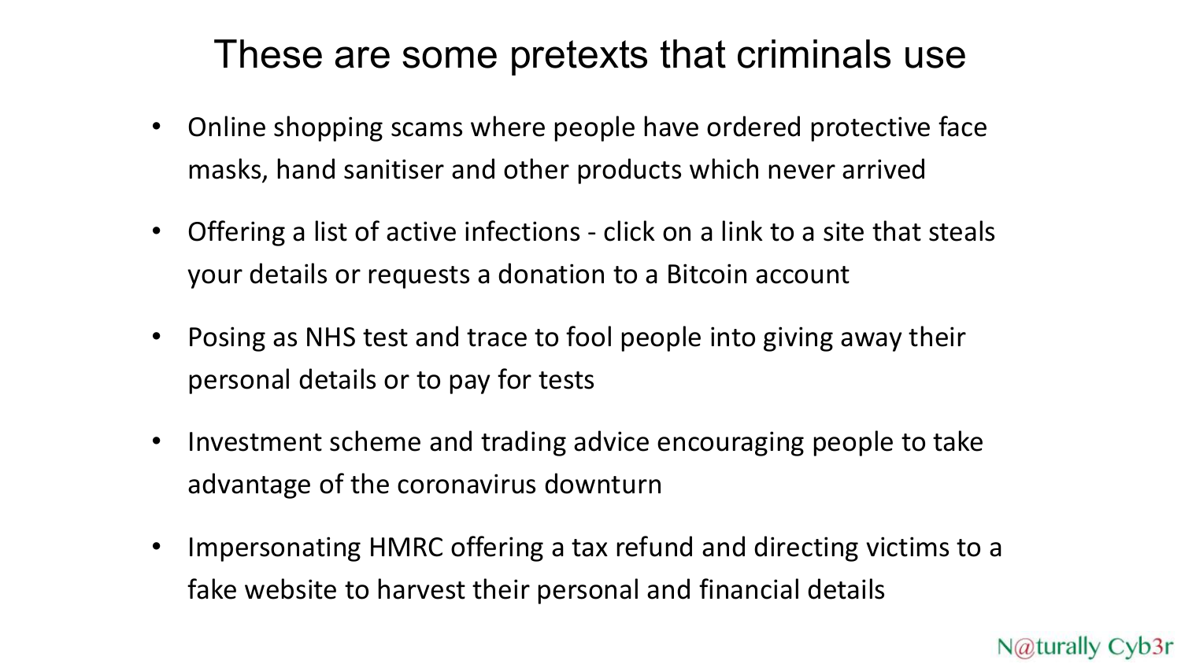# These are some pretexts that criminals use

- Online shopping scams where people have ordered protective face masks, hand sanitiser and other products which never arrived
- Offering a list of active infections - click on a link to a site that steals your details or requests a donation to a Bitcoin account
- Posing as NHS test and trace to fool people into giving away their personal details or to pay for tests
- Investment scheme and trading advice encouraging people to take advantage of the coronavirus downturn
- Impersonating HMRC offering a tax refund and directing victims to a fake website to harvest their personal and financial details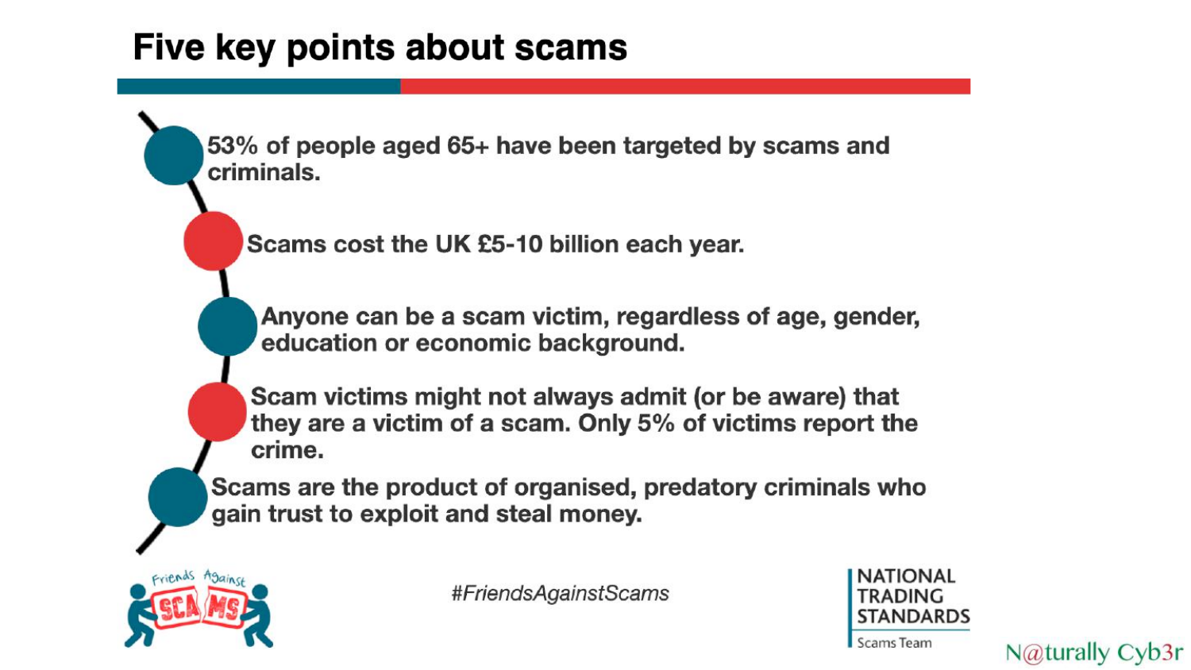# Five key points about scams

- 53% of people aged 65+ have been targeted by scams and criminals.
- Scams cost the UK £5-10 billion each year.
- Anyone can be a scam victim, regardless of age, gender, education or economic background.
- Scam victims might not always admit (or be aware) that they are a victim of a scam. Only 5% of victims report the crime.
- Scams are the product of organised, predatory criminals who gain trust to exploit and steal money.

Friends Against SCAMS

#FriendsAgainstScams

NATIONAL TRADING STANDARDS
Scams Team

N@turally Cyb3r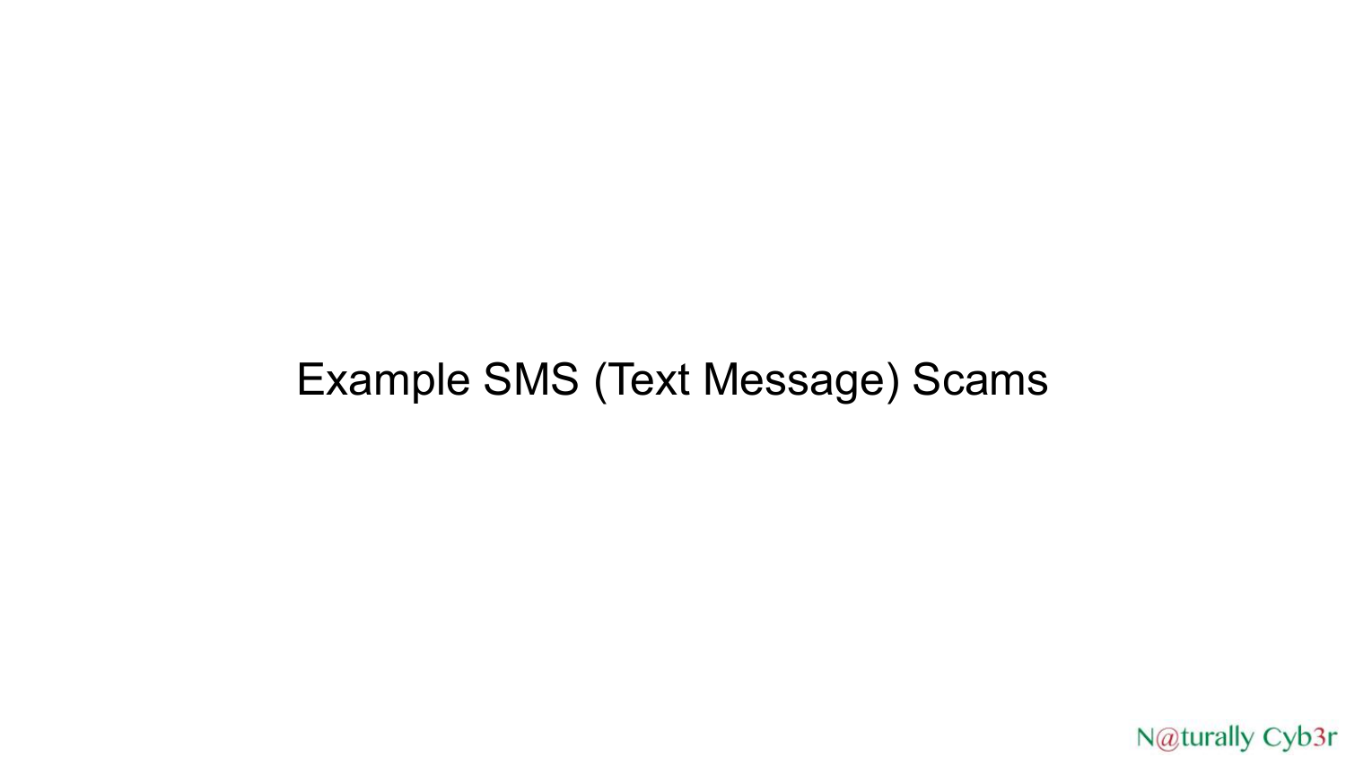# Example SMS (Text Message) Scams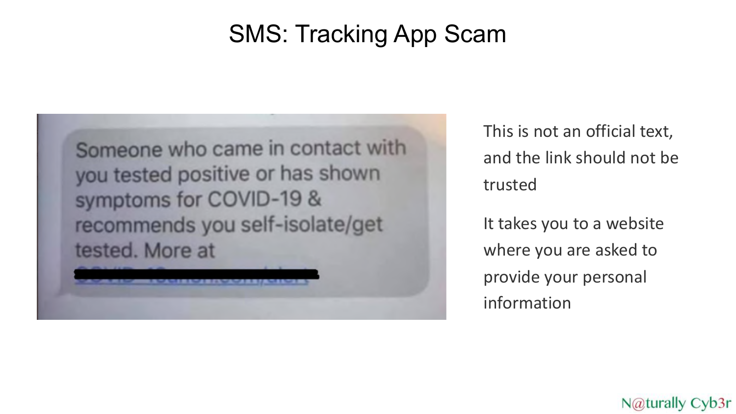# SMS: Tracking App Scam

Someone who came in contact with you tested positive or has shown symptoms for COVID-19 & recommends you self-isolate/get tested. More at

This is not an official text, and the link should not be trusted

It takes you to a website where you are asked to provide your personal information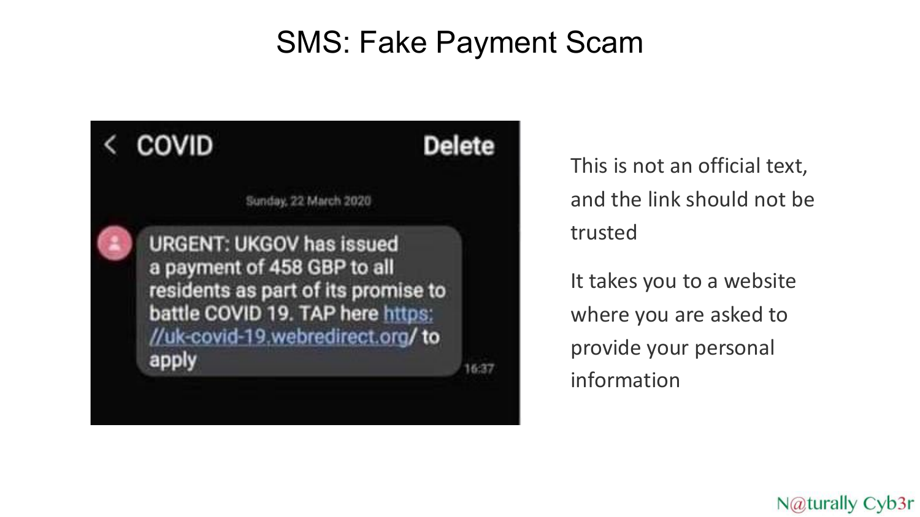# SMS: Fake Payment Scam

COVID

Delete

Sunday, 22 March 2020

URGENT: UKGOV has issued a payment of 458 GBP to all residents as part of its promise to battle COVID 19. TAP here https://uk-covid-19.webredirect.org/ to apply

16:37

This is not an official text, and the link should not be trusted

It takes you to a website where you are asked to provide your personal information

N@turally Cyb3r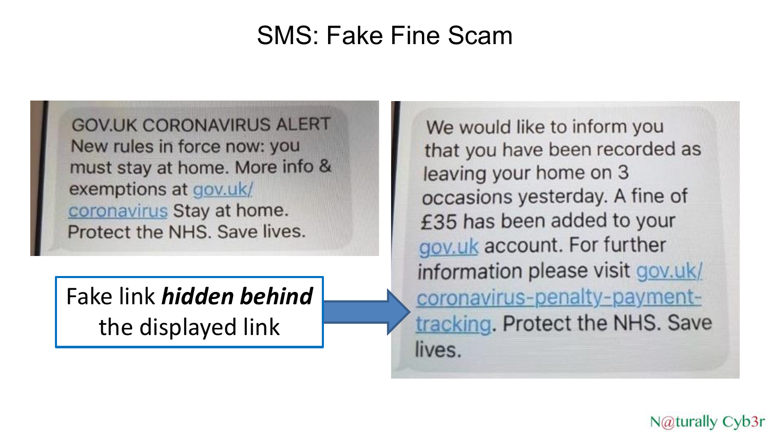# SMS: Fake Fine Scam

GOV.UK CORONAVIRUS ALERT
New rules in force now: you must stay at home. More info & exemptions at gov.uk/coronavirus Stay at home. Protect the NHS. Save lives.

Fake link ***hidden behind*** the displayed link

We would like to inform you that you have been recorded as leaving your home on 3 occasions yesterday. A fine of £35 has been added to your gov.uk account. For further information please visit gov.uk/coronavirus-penalty-payment-tracking. Protect the NHS. Save lives.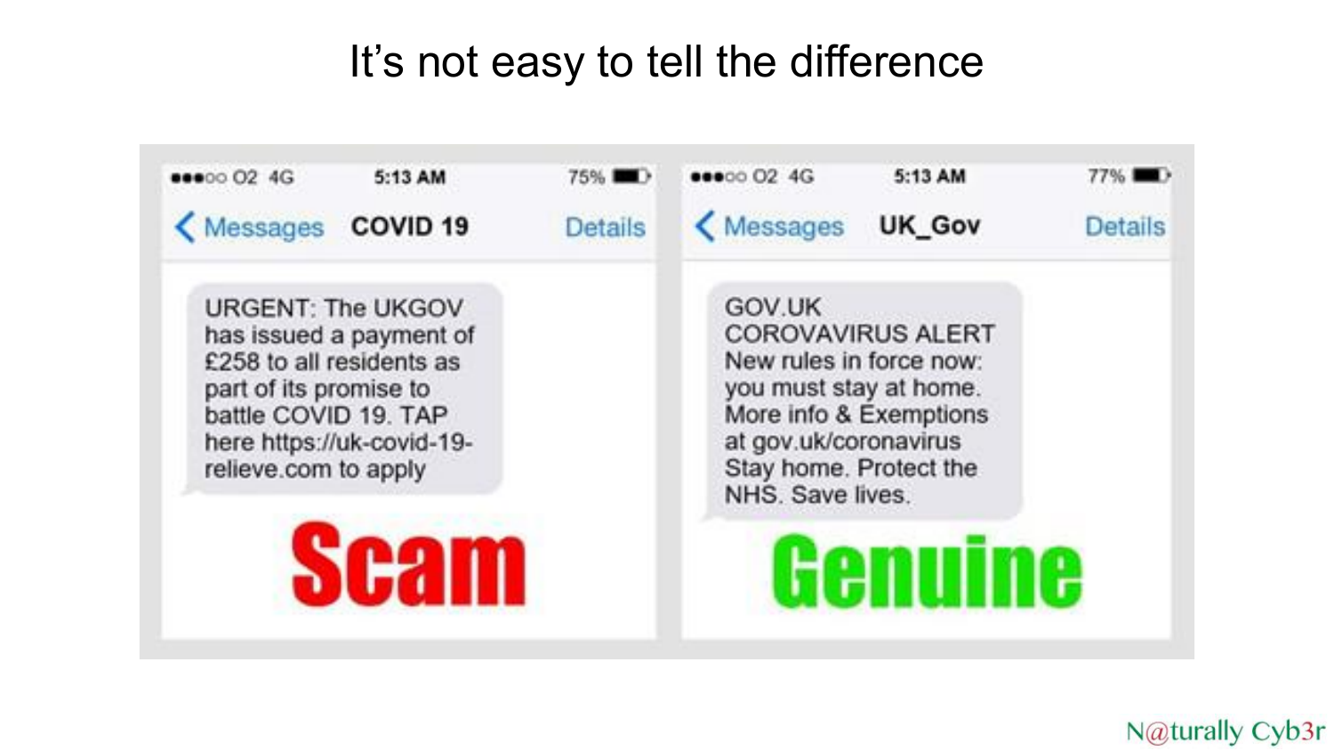# It's not easy to tell the difference

**COVID 19**

URGENT: The UKGOV has issued a payment of £258 to all residents as part of its promise to battle COVID 19. TAP here https://uk-covid-19-relieve.com to apply

**Scam**

**UK_Gov**

GOV.UK
COROVAVIRUS ALERT
New rules in force now: you must stay at home. More info & Exemptions at gov.uk/coronavirus
Stay home. Protect the NHS. Save lives.

**Genuine**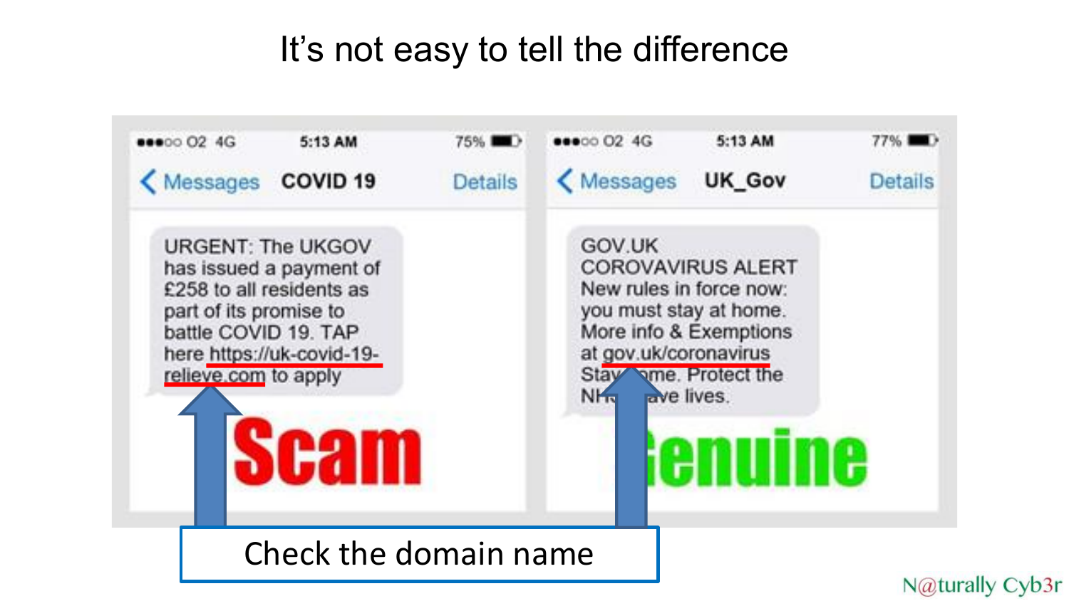# It's not easy to tell the difference

COVID 19

URGENT: The UKGOV has issued a payment of £258 to all residents as part of its promise to battle COVID 19. TAP here https://uk-covid-19-relieve.com to apply

**Scam**

UK_Gov

GOV.UK COROVAVIRUS ALERT New rules in force now: you must stay at home. More info & Exemptions at gov.uk/coronavirus Stay home. Protect the NHS. Save lives.

**Genuine**

Check the domain name

N@turally Cyb3r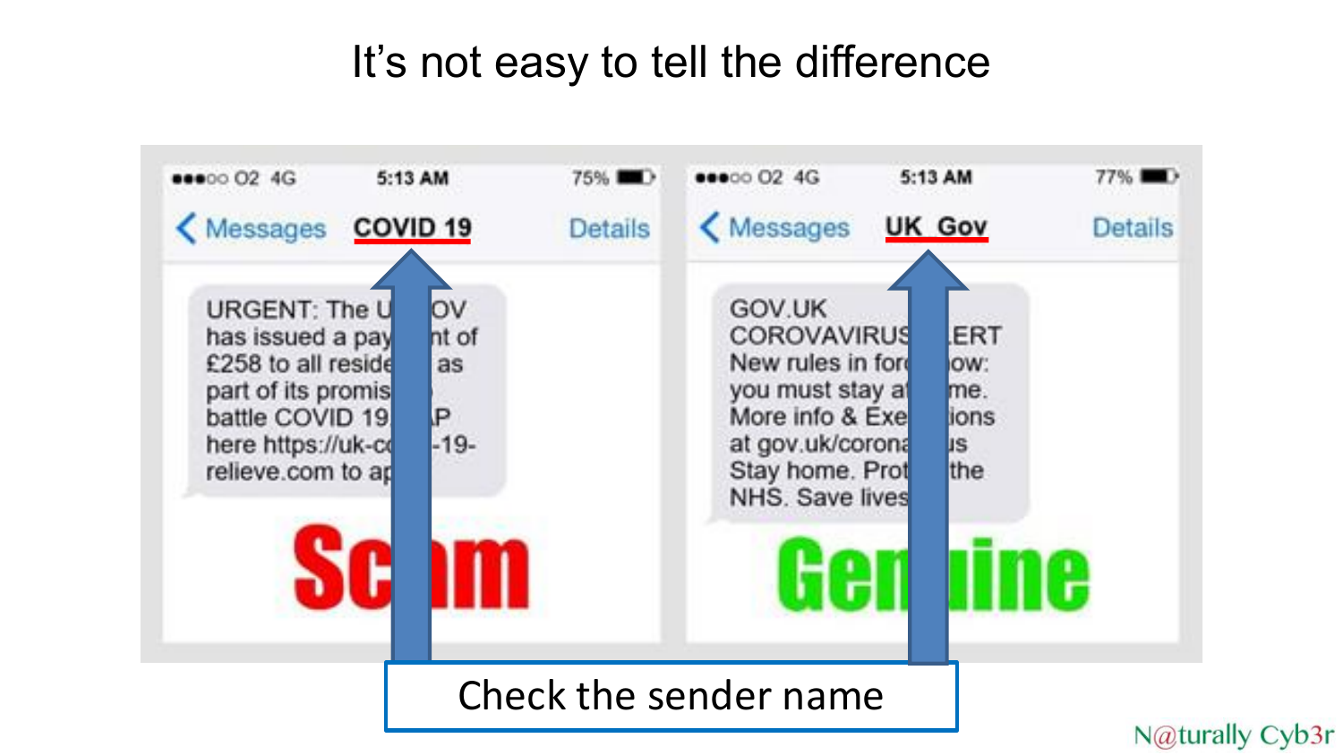# It's not easy to tell the difference

COVID 19

URGENT: The U OV has issued a pay nt of £258 to all reside as part of its promis battle COVID 19 P here https://uk-c -19-relieve.com to ap

Scam

UK Gov

GOV.UK COROVAVIRUS ERT New rules in for ow: you must stay a me. More info & Exe ions at gov.uk/corona s Stay home. Prot the NHS. Save lives

Genuine

Check the sender name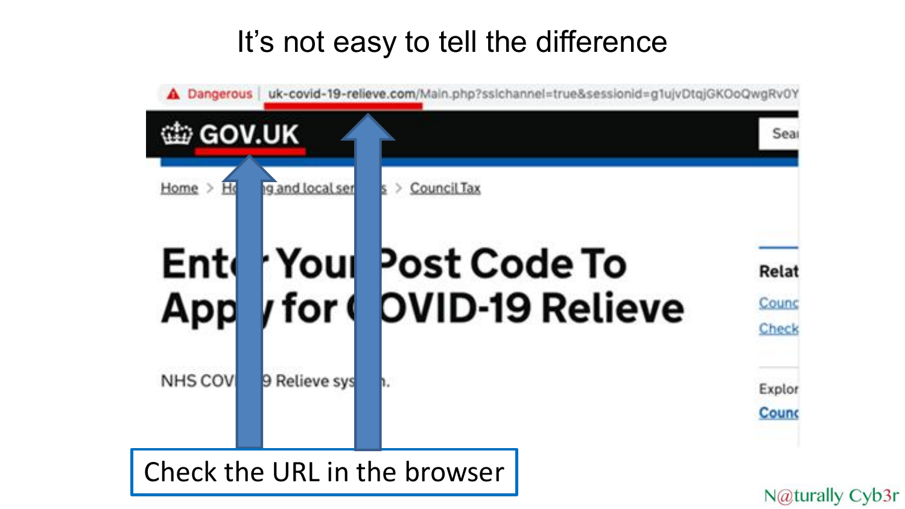# It's not easy to tell the difference

Dangerous | uk-covid-19-relieve.com/Main.php?sslchannel=true&sessionid=g1ujvDtqjGKOoQwgRv0Y

GOV.UK

Home > Ho...g and local ser...s > Council Tax

Ent... Your ...ost Code To App...y for ...OVID-19 Relieve

NHS COV...9 Relieve sys...n.

Relat

Counc

Check

Explor

Counc

Check the URL in the browser

N@turally Cyb3r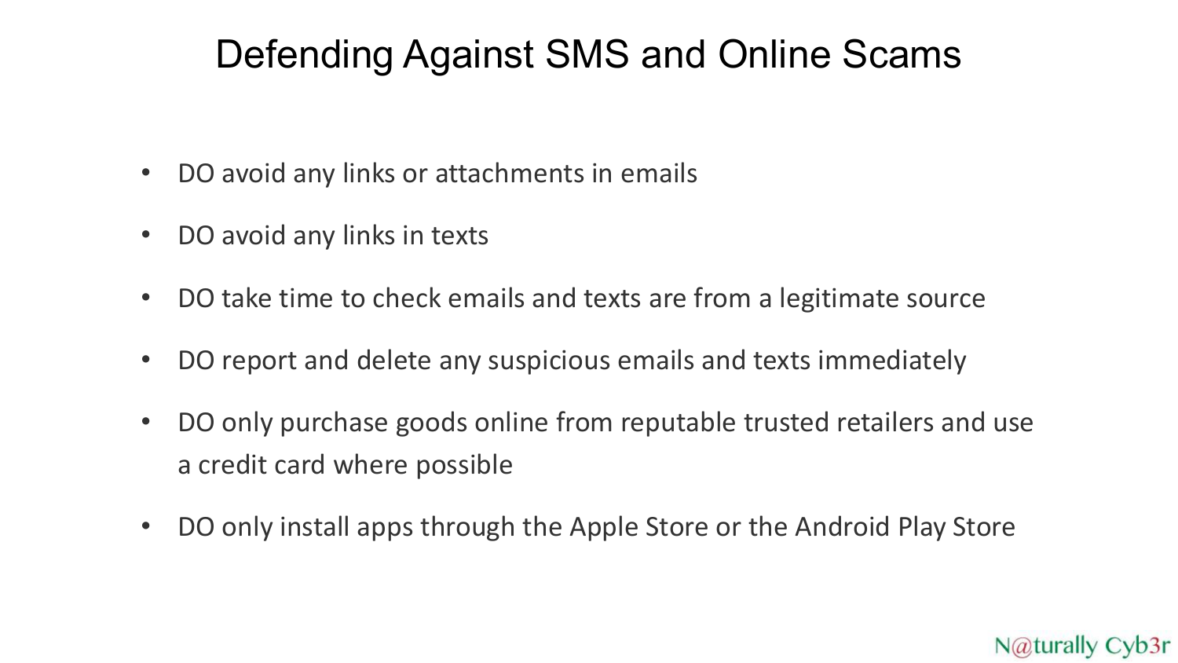# Defending Against SMS and Online Scams

- DO avoid any links or attachments in emails
- DO avoid any links in texts
- DO take time to check emails and texts are from a legitimate source
- DO report and delete any suspicious emails and texts immediately
- DO only purchase goods online from reputable trusted retailers and use a credit card where possible
- DO only install apps through the Apple Store or the Android Play Store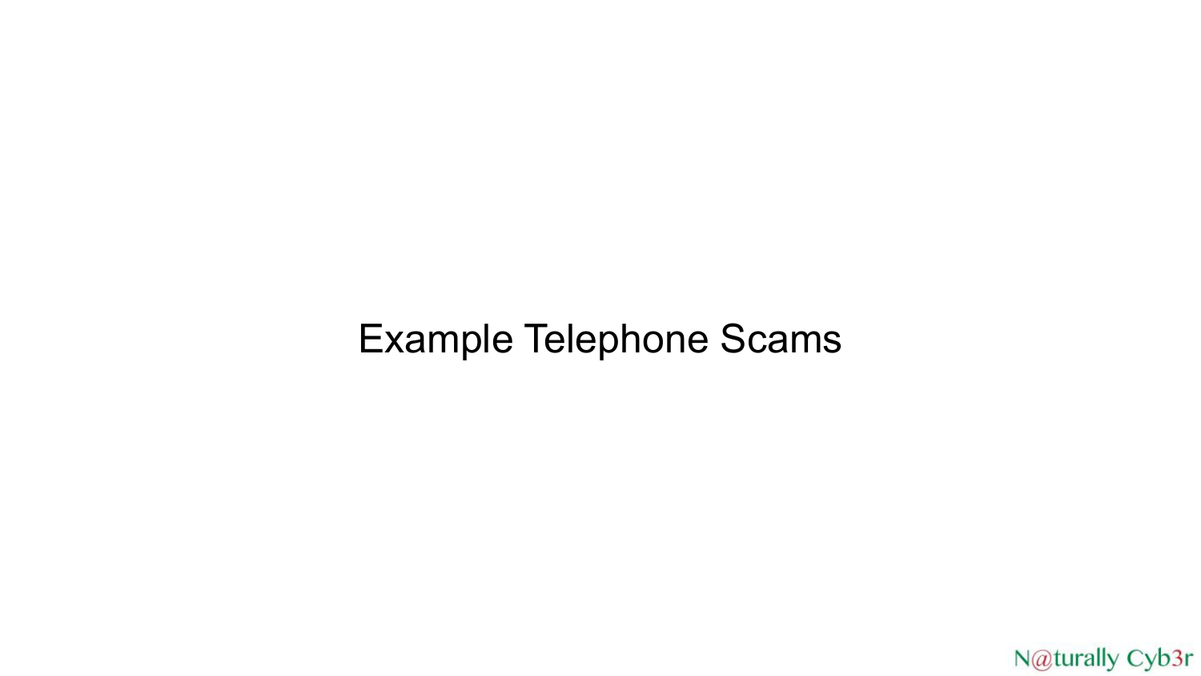# Example Telephone Scams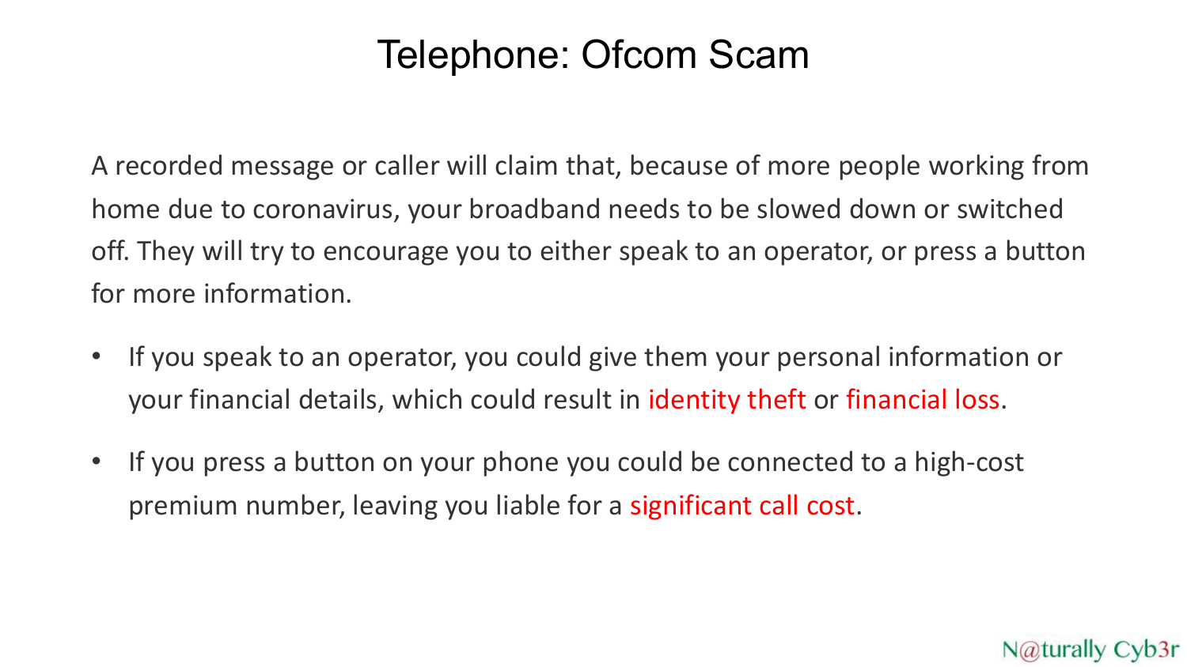# Telephone: Ofcom Scam

A recorded message or caller will claim that, because of more people working from home due to coronavirus, your broadband needs to be slowed down or switched off. They will try to encourage you to either speak to an operator, or press a button for more information.

- If you speak to an operator, you could give them your personal information or your financial details, which could result in identity theft or financial loss.
- If you press a button on your phone you could be connected to a high-cost premium number, leaving you liable for a significant call cost.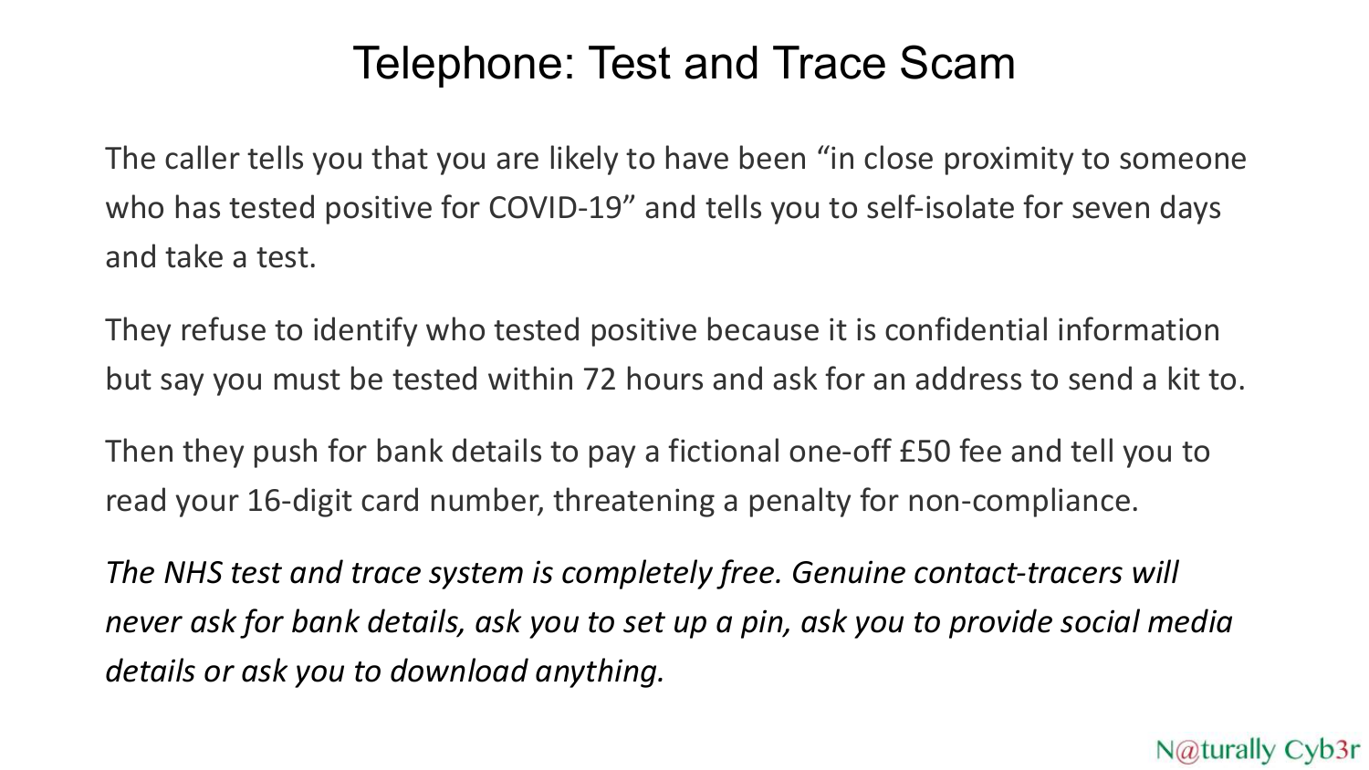# Telephone: Test and Trace Scam

The caller tells you that you are likely to have been "in close proximity to someone who has tested positive for COVID-19" and tells you to self-isolate for seven days and take a test.

They refuse to identify who tested positive because it is confidential information but say you must be tested within 72 hours and ask for an address to send a kit to.

Then they push for bank details to pay a fictional one-off £50 fee and tell you to read your 16-digit card number, threatening a penalty for non-compliance.

*The NHS test and trace system is completely free. Genuine contact-tracers will never ask for bank details, ask you to set up a pin, ask you to provide social media details or ask you to download anything.*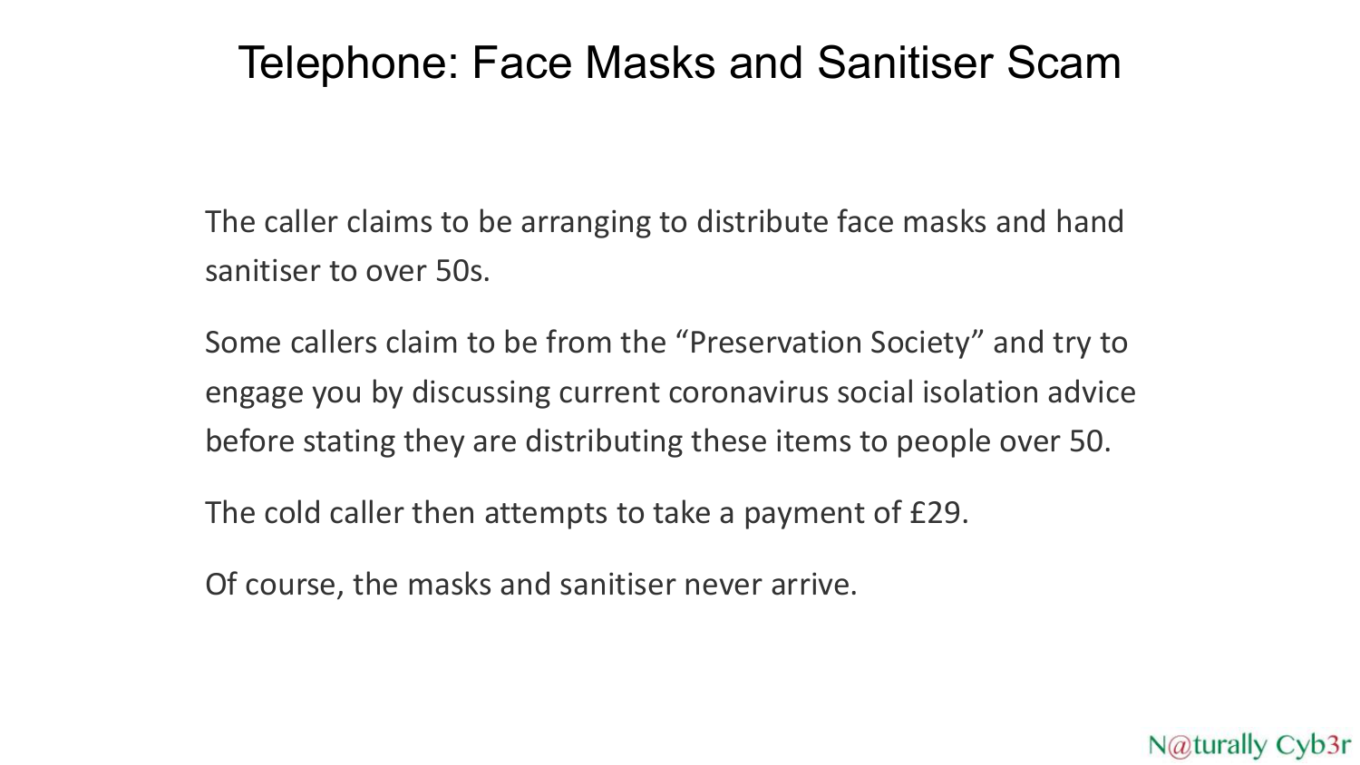# Telephone: Face Masks and Sanitiser Scam

The caller claims to be arranging to distribute face masks and hand sanitiser to over 50s.

Some callers claim to be from the “Preservation Society” and try to engage you by discussing current coronavirus social isolation advice before stating they are distributing these items to people over 50.

The cold caller then attempts to take a payment of £29.

Of course, the masks and sanitiser never arrive.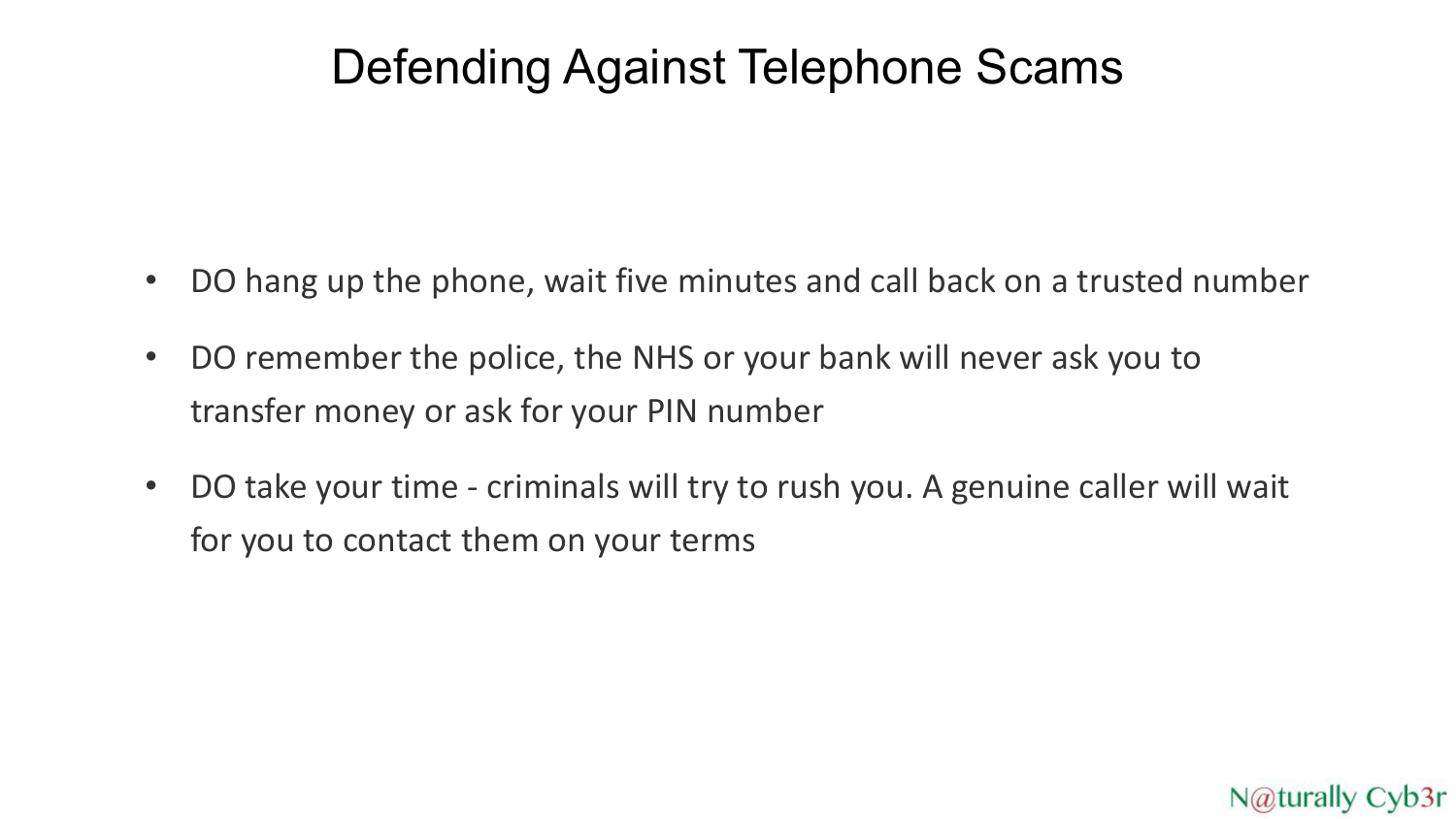# Defending Against Telephone Scams

- DO hang up the phone, wait five minutes and call back on a trusted number
- DO remember the police, the NHS or your bank will never ask you to transfer money or ask for your PIN number
- DO take your time - criminals will try to rush you. A genuine caller will wait for you to contact them on your terms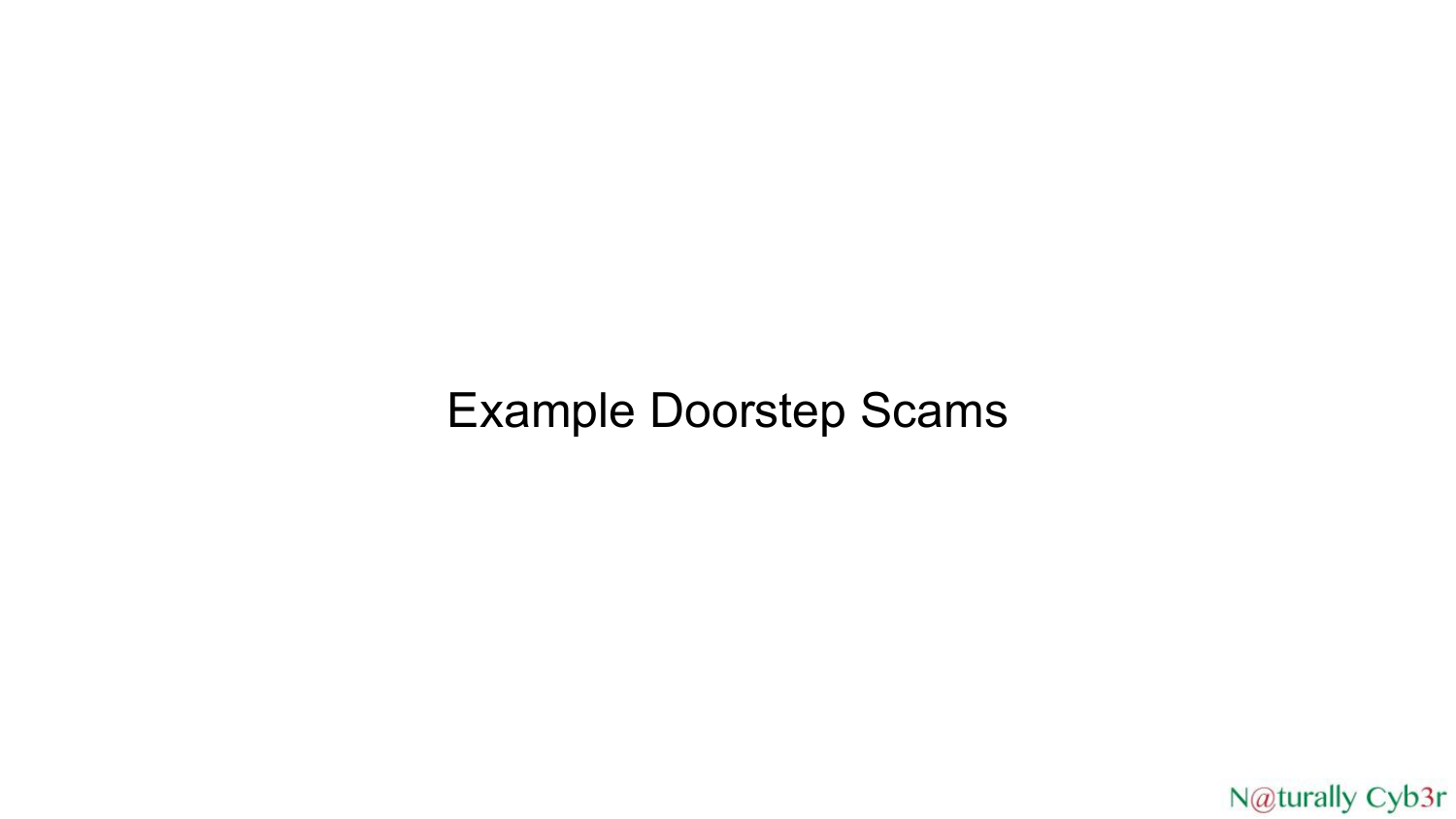# Example Doorstep Scams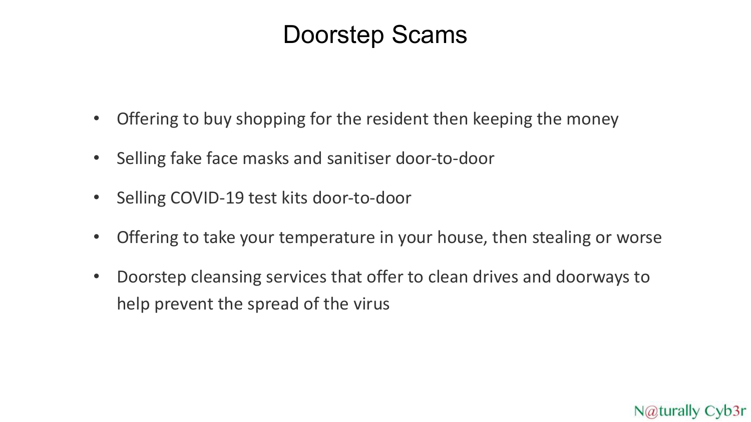# Doorstep Scams

- Offering to buy shopping for the resident then keeping the money
- Selling fake face masks and sanitiser door-to-door
- Selling COVID-19 test kits door-to-door
- Offering to take your temperature in your house, then stealing or worse
- Doorstep cleansing services that offer to clean drives and doorways to help prevent the spread of the virus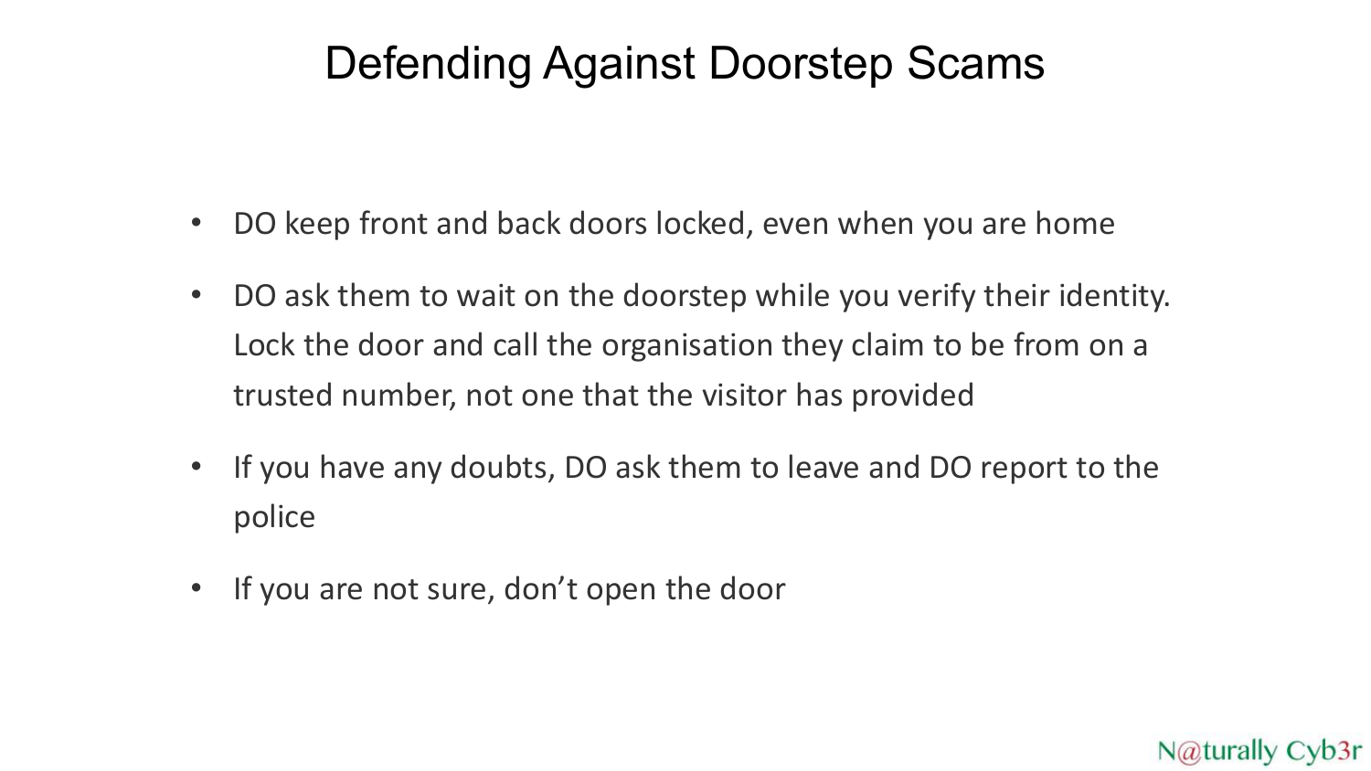# Defending Against Doorstep Scams

- DO keep front and back doors locked, even when you are home
- DO ask them to wait on the doorstep while you verify their identity. Lock the door and call the organisation they claim to be from on a trusted number, not one that the visitor has provided
- If you have any doubts, DO ask them to leave and DO report to the police
- If you are not sure, don't open the door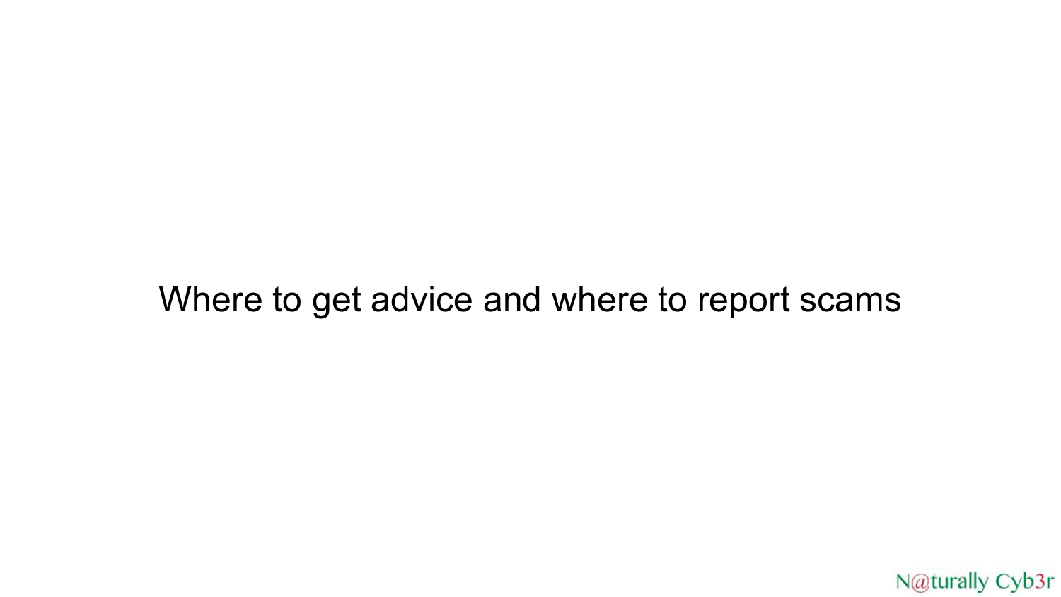# Where to get advice and where to report scams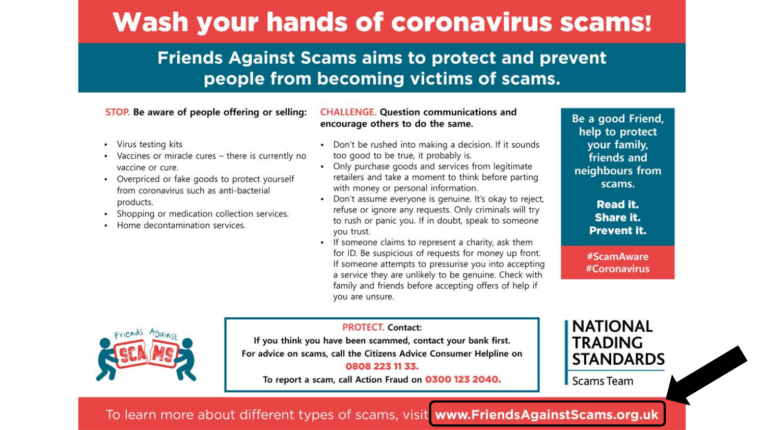# Wash your hands of coronavirus scams!

## Friends Against Scams aims to protect and prevent people from becoming victims of scams.

**STOP.** **Be aware of people offering or selling:**

- Virus testing kits
- Vaccines or miracle cures – there is currently no vaccine or cure.
- Overpriced or fake goods to protect yourself from coronavirus such as anti-bacterial products.
- Shopping or medication collection services.
- Home decontamination services.

**CHALLENGE.** **Question communications and encourage others to do the same.**

- Don't be rushed into making a decision. If it sounds too good to be true, it probably is.
- Only purchase goods and services from legitimate retailers and take a moment to think before parting with money or personal information.
- Don't assume everyone is genuine. It's okay to reject, refuse or ignore any requests. Only criminals will try to rush or panic you. If in doubt, speak to someone you trust.
- If someone claims to represent a charity, ask them for ID. Be suspicious of requests for money up front. If someone attempts to pressurise you into accepting a service they are unlikely to be genuine. Check with family and friends before accepting offers of help if you are unsure.

**Be a good Friend, help to protect your family, friends and neighbours from scams.**

**Read it.**
**Share it.**
**Prevent it.**

**#ScamAware**
**#Coronavirus**

Friends Against SCAMS

**PROTECT.** **Contact:**

**If you think you have been scammed, contact your bank first.**
**For advice on scams, call the Citizens Advice Consumer Helpline on 0808 223 11 33.**
**To report a scam, call Action Fraud on 0300 123 2040.**

**NATIONAL TRADING STANDARDS**
Scams Team

To learn more about different types of scams, visit **www.FriendsAgainstScams.org.uk**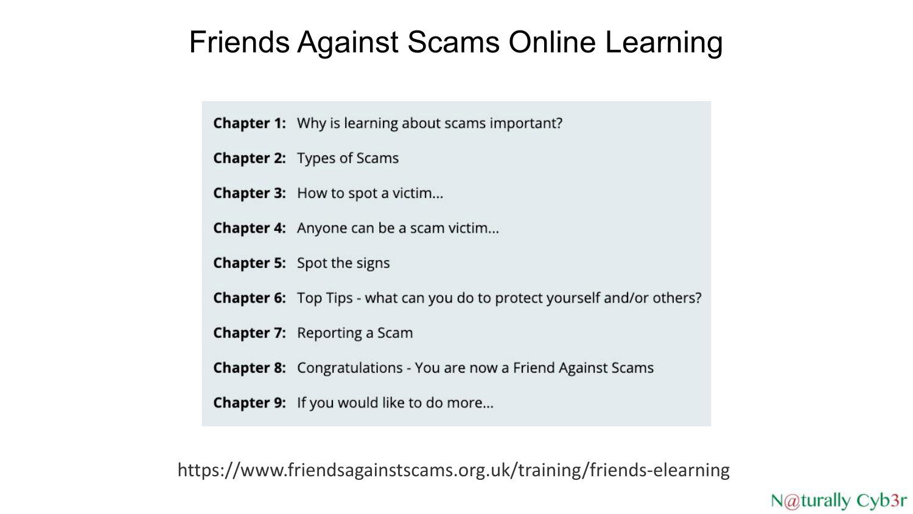# Friends Against Scams Online Learning

| | |
|---|---|
| **Chapter 1:** | Why is learning about scams important? |
| **Chapter 2:** | Types of Scams |
| **Chapter 3:** | How to spot a victim... |
| **Chapter 4:** | Anyone can be a scam victim... |
| **Chapter 5:** | Spot the signs |
| **Chapter 6:** | Top Tips - what can you do to protect yourself and/or others? |
| **Chapter 7:** | Reporting a Scam |
| **Chapter 8:** | Congratulations - You are now a Friend Against Scams |
| **Chapter 9:** | If you would like to do more... |

https://www.friendsagainstscams.org.uk/training/friends-elearning

N@turally Cyb3r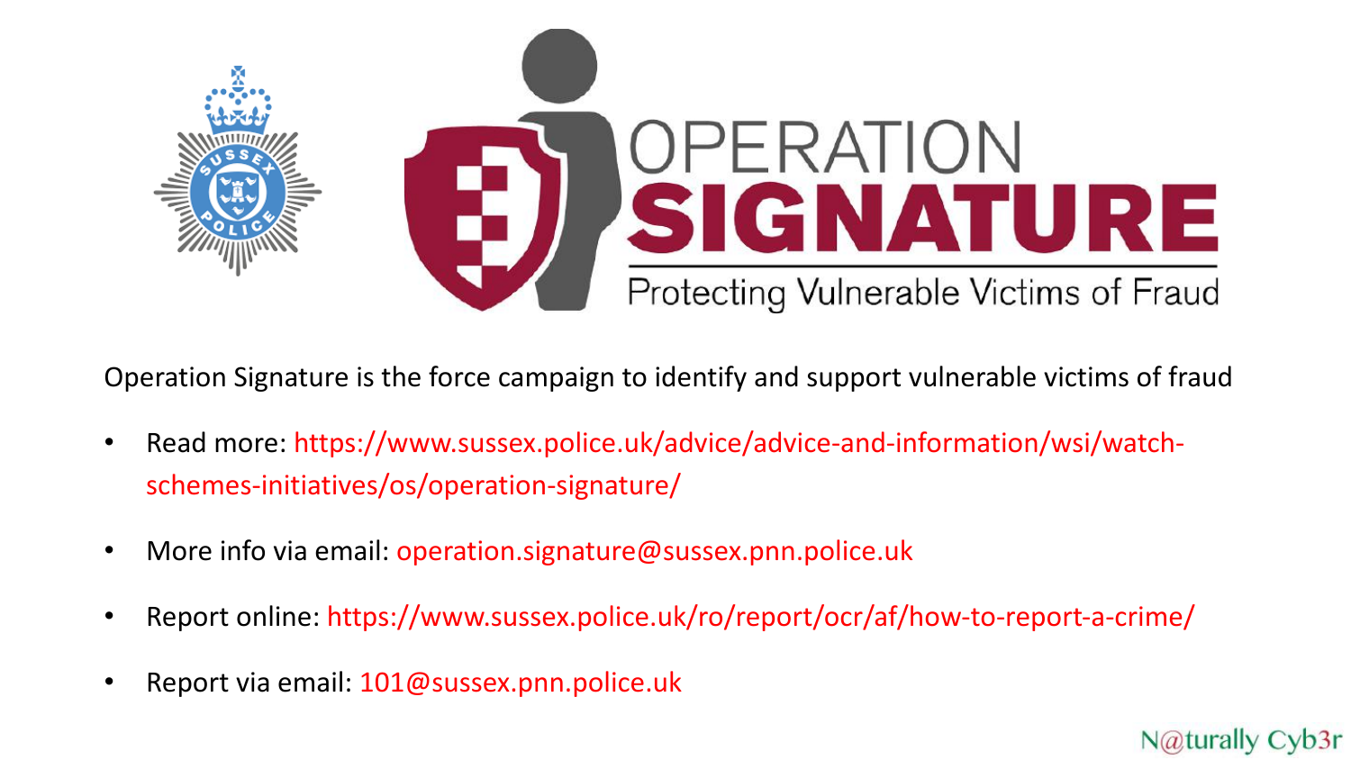# OPERATION SIGNATURE

Protecting Vulnerable Victims of Fraud

Operation Signature is the force campaign to identify and support vulnerable victims of fraud

- Read more: https://www.sussex.police.uk/advice/advice-and-information/wsi/watch-schemes-initiatives/os/operation-signature/
- More info via email: operation.signature@sussex.pnn.police.uk
- Report online: https://www.sussex.police.uk/ro/report/ocr/af/how-to-report-a-crime/
- Report via email: 101@sussex.pnn.police.uk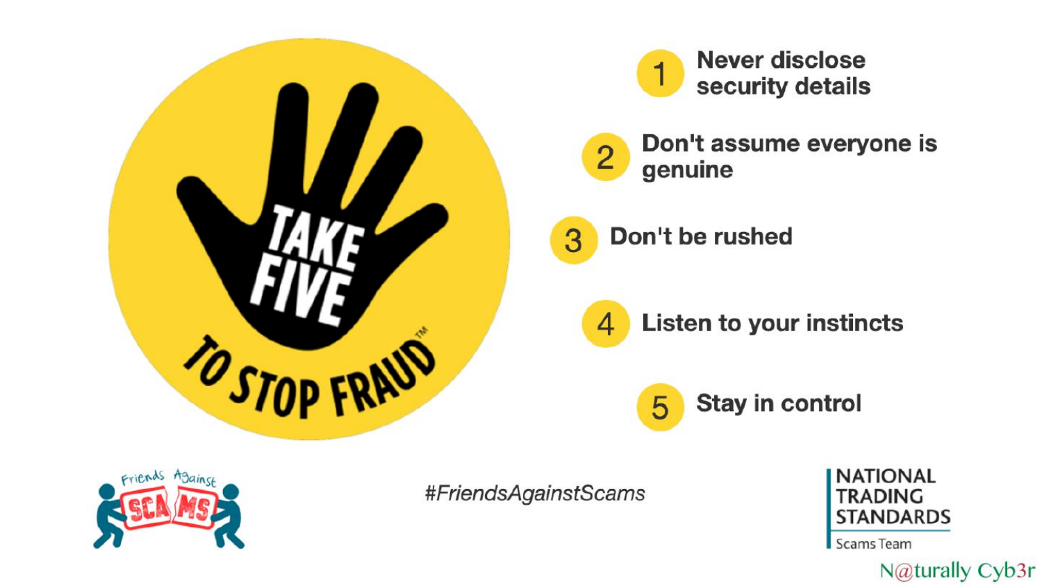TAKE FIVE TO STOP FRAUD™

1. Never disclose security details
2. Don't assume everyone is genuine
3. Don't be rushed
4. Listen to your instincts
5. Stay in control

Friends Against SCAMS

#FriendsAgainstScams

NATIONAL TRADING STANDARDS Scams Team

N@turally Cyb3r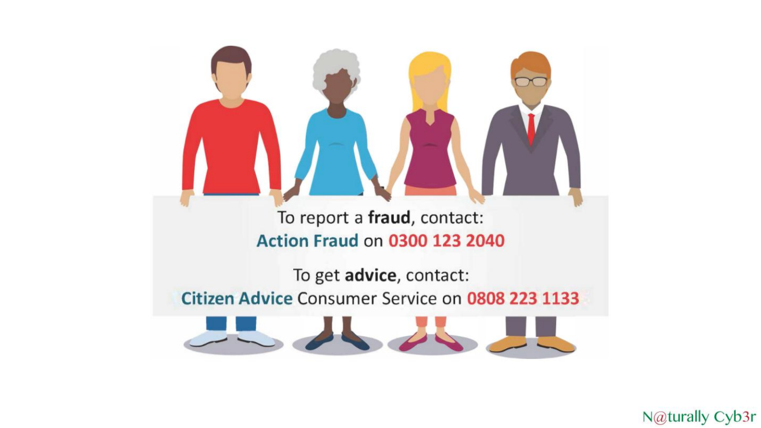To report a **fraud**, contact:
Action Fraud on 0300 123 2040

To get **advice**, contact:
Citizen Advice Consumer Service on 0808 223 1133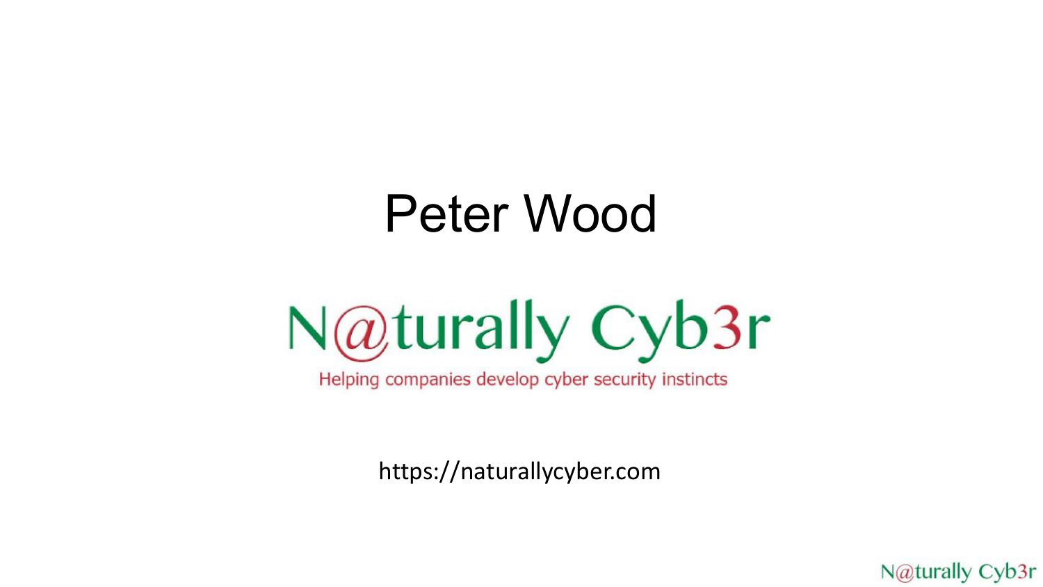# Peter Wood

N@turally Cyb3r

Helping companies develop cyber security instincts

https://naturallycyber.com